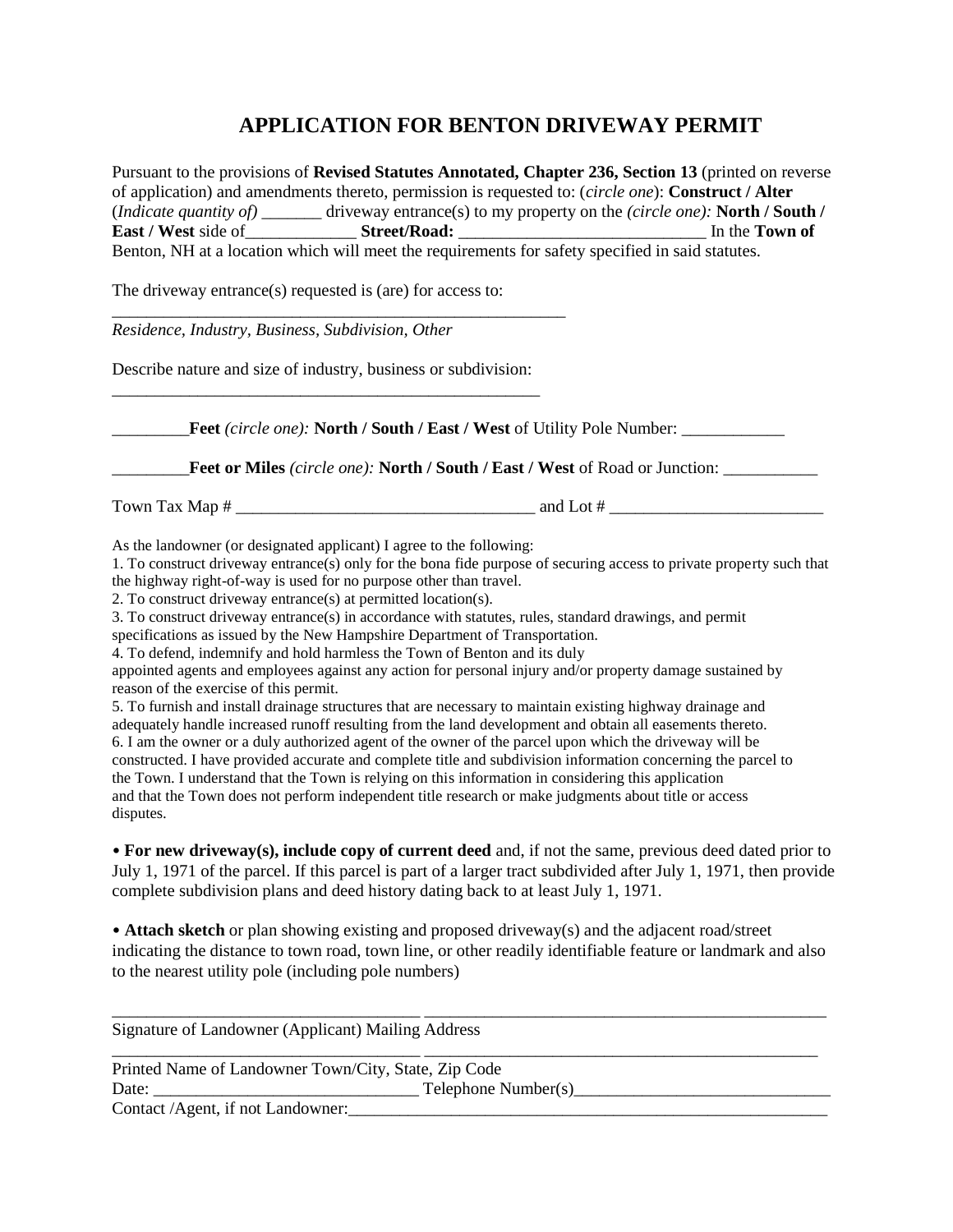# APPLICATION FOR BENTON DRIVEWAY PERMIT

Pursuant to the provisions of **Revised Statutes Annotated, Chapter 236, Section 13** (printed on reverse of application) and amendments thereto, permission is requested to: (*circle one*): **Construct / Alter** (*Indicate quantity of)* _______ driveway entrance(s) to my property on the *(circle one):* **North / South / East / West** side of_____________ **Street/Road:** _____________________________ In the **Town of** Benton, NH at a location which will meet the requirements for safety specified in said statutes.

The driveway entrance(s) requested is (are) for access to:
_______________________________________________________
*Residence, Industry, Business, Subdivision, Other*

Describe nature and size of industry, business or subdivision:
____________________________________________________

_________**Feet** *(circle one):* **North / South / East / West** of Utility Pole Number: ____________

_________**Feet or Miles** *(circle one):* **North / South / East / West** of Road or Junction: ___________

Town Tax Map # __________________________________ and Lot # _________________________

As the landowner (or designated applicant) I agree to the following:

1. To construct driveway entrance(s) only for the bona fide purpose of securing access to private property such that the highway right-of-way is used for no purpose other than travel.
2. To construct driveway entrance(s) at permitted location(s).
3. To construct driveway entrance(s) in accordance with statutes, rules, standard drawings, and permit specifications as issued by the New Hampshire Department of Transportation.
4. To defend, indemnify and hold harmless the Town of Benton and its duly appointed agents and employees against any action for personal injury and/or property damage sustained by reason of the exercise of this permit.
5. To furnish and install drainage structures that are necessary to maintain existing highway drainage and adequately handle increased runoff resulting from the land development and obtain all easements thereto.
6. I am the owner or a duly authorized agent of the owner of the parcel upon which the driveway will be constructed. I have provided accurate and complete title and subdivision information concerning the parcel to the Town. I understand that the Town is relying on this information in considering this application and that the Town does not perform independent title research or make judgments about title or access disputes.

• **For new driveway(s), include copy of current deed** and, if not the same, previous deed dated prior to July 1, 1971 of the parcel. If this parcel is part of a larger tract subdivided after July 1, 1971, then provide complete subdivision plans and deed history dating back to at least July 1, 1971.

• **Attach sketch** or plan showing existing and proposed driveway(s) and the adjacent road/street indicating the distance to town road, town line, or other readily identifiable feature or landmark and also to the nearest utility pole (including pole numbers)

___________________________________ ________________________________________________
Signature of Landowner (Applicant) Mailing Address

___________________________________ _______________________________________________
Printed Name of Landowner Town/City, State, Zip Code

Date: ______________________________ Telephone Number(s)_____________________________

Contact /Agent, if not Landowner:__________________________________________________________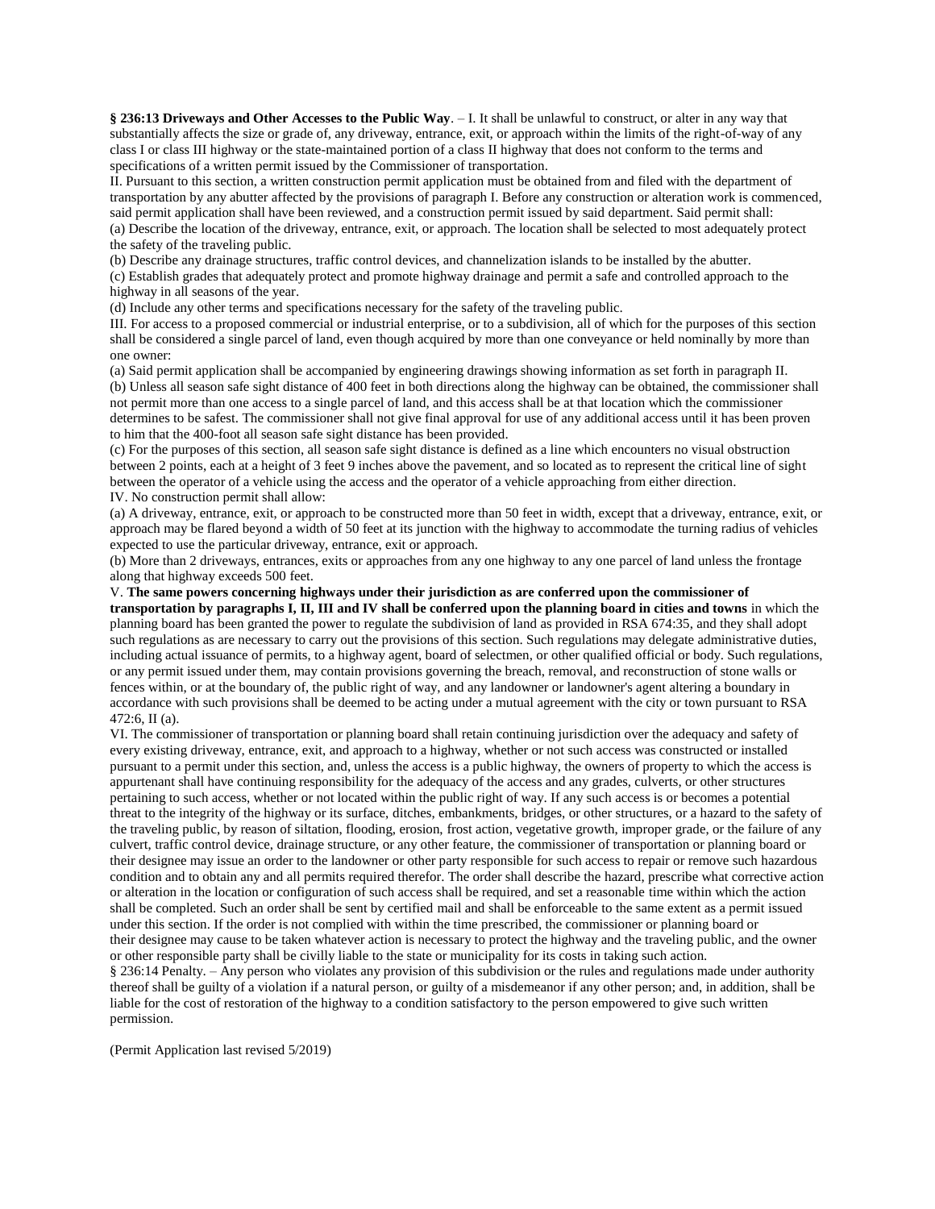**§ 236:13 Driveways and Other Accesses to the Public Way**. – I. It shall be unlawful to construct, or alter in any way that substantially affects the size or grade of, any driveway, entrance, exit, or approach within the limits of the right-of-way of any class I or class III highway or the state-maintained portion of a class II highway that does not conform to the terms and specifications of a written permit issued by the Commissioner of transportation.

II. Pursuant to this section, a written construction permit application must be obtained from and filed with the department of transportation by any abutter affected by the provisions of paragraph I. Before any construction or alteration work is commenced, said permit application shall have been reviewed, and a construction permit issued by said department. Said permit shall:

(a) Describe the location of the driveway, entrance, exit, or approach. The location shall be selected to most adequately protect the safety of the traveling public.

(b) Describe any drainage structures, traffic control devices, and channelization islands to be installed by the abutter.

(c) Establish grades that adequately protect and promote highway drainage and permit a safe and controlled approach to the highway in all seasons of the year.

(d) Include any other terms and specifications necessary for the safety of the traveling public.

III. For access to a proposed commercial or industrial enterprise, or to a subdivision, all of which for the purposes of this section shall be considered a single parcel of land, even though acquired by more than one conveyance or held nominally by more than one owner:

(a) Said permit application shall be accompanied by engineering drawings showing information as set forth in paragraph II.

(b) Unless all season safe sight distance of 400 feet in both directions along the highway can be obtained, the commissioner shall not permit more than one access to a single parcel of land, and this access shall be at that location which the commissioner determines to be safest. The commissioner shall not give final approval for use of any additional access until it has been proven to him that the 400-foot all season safe sight distance has been provided.

(c) For the purposes of this section, all season safe sight distance is defined as a line which encounters no visual obstruction between 2 points, each at a height of 3 feet 9 inches above the pavement, and so located as to represent the critical line of sight between the operator of a vehicle using the access and the operator of a vehicle approaching from either direction.

IV. No construction permit shall allow:

(a) A driveway, entrance, exit, or approach to be constructed more than 50 feet in width, except that a driveway, entrance, exit, or approach may be flared beyond a width of 50 feet at its junction with the highway to accommodate the turning radius of vehicles expected to use the particular driveway, entrance, exit or approach.

(b) More than 2 driveways, entrances, exits or approaches from any one highway to any one parcel of land unless the frontage along that highway exceeds 500 feet.

V. **The same powers concerning highways under their jurisdiction as are conferred upon the commissioner of transportation by paragraphs I, II, III and IV shall be conferred upon the planning board in cities and towns** in which the planning board has been granted the power to regulate the subdivision of land as provided in RSA 674:35, and they shall adopt such regulations as are necessary to carry out the provisions of this section. Such regulations may delegate administrative duties, including actual issuance of permits, to a highway agent, board of selectmen, or other qualified official or body. Such regulations, or any permit issued under them, may contain provisions governing the breach, removal, and reconstruction of stone walls or fences within, or at the boundary of, the public right of way, and any landowner or landowner's agent altering a boundary in accordance with such provisions shall be deemed to be acting under a mutual agreement with the city or town pursuant to RSA 472:6, II (a).

VI. The commissioner of transportation or planning board shall retain continuing jurisdiction over the adequacy and safety of every existing driveway, entrance, exit, and approach to a highway, whether or not such access was constructed or installed pursuant to a permit under this section, and, unless the access is a public highway, the owners of property to which the access is appurtenant shall have continuing responsibility for the adequacy of the access and any grades, culverts, or other structures pertaining to such access, whether or not located within the public right of way. If any such access is or becomes a potential threat to the integrity of the highway or its surface, ditches, embankments, bridges, or other structures, or a hazard to the safety of the traveling public, by reason of siltation, flooding, erosion, frost action, vegetative growth, improper grade, or the failure of any culvert, traffic control device, drainage structure, or any other feature, the commissioner of transportation or planning board or their designee may issue an order to the landowner or other party responsible for such access to repair or remove such hazardous condition and to obtain any and all permits required therefor. The order shall describe the hazard, prescribe what corrective action or alteration in the location or configuration of such access shall be required, and set a reasonable time within which the action shall be completed. Such an order shall be sent by certified mail and shall be enforceable to the same extent as a permit issued under this section. If the order is not complied with within the time prescribed, the commissioner or planning board or their designee may cause to be taken whatever action is necessary to protect the highway and the traveling public, and the owner or other responsible party shall be civilly liable to the state or municipality for its costs in taking such action.

§ 236:14 Penalty. – Any person who violates any provision of this subdivision or the rules and regulations made under authority thereof shall be guilty of a violation if a natural person, or guilty of a misdemeanor if any other person; and, in addition, shall be liable for the cost of restoration of the highway to a condition satisfactory to the person empowered to give such written permission.

(Permit Application last revised 5/2019)